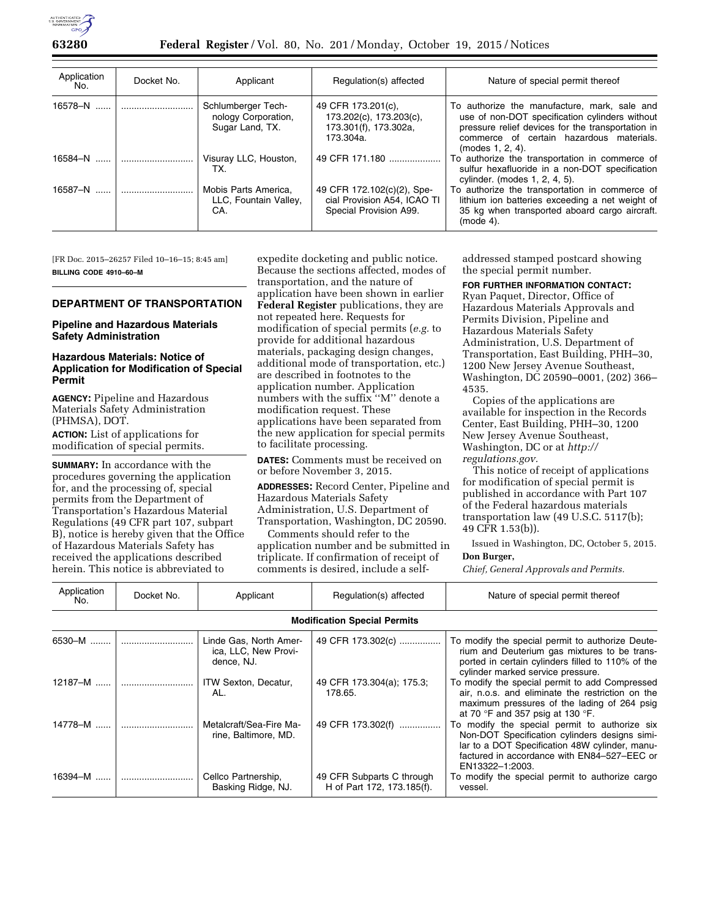| Application No. | Docket No. | Applicant | Regulation(s) affected | Nature of special permit thereof |
|---|---|---|---|---|
| 16578–N ...... | ............................ | Schlumberger Technology Corporation, Sugar Land, TX. | 49 CFR 173.201(c), 173.202(c), 173.203(c), 173.301(f), 173.302a, 173.304a. | To authorize the manufacture, mark, sale and use of non-DOT specification cylinders without pressure relief devices for the transportation in commerce of certain hazardous materials. (modes 1, 2, 4). |
| 16584–N ...... | ............................ | Visuray LLC, Houston, TX. | 49 CFR 171.180 .................... | To authorize the transportation in commerce of sulfur hexafluoride in a non-DOT specification cylinder. (modes 1, 2, 4, 5). |
| 16587–N ...... | ............................ | Mobis Parts America, LLC, Fountain Valley, CA. | 49 CFR 172.102(c)(2), Special Provision A54, ICAO TI Special Provision A99. | To authorize the transportation in commerce of lithium ion batteries exceeding a net weight of 35 kg when transported aboard cargo aircraft. (mode 4). |

[FR Doc. 2015–26257 Filed 10–16–15; 8:45 am]

**BILLING CODE 4910–60–M**

## DEPARTMENT OF TRANSPORTATION

### Pipeline and Hazardous Materials Safety Administration

### Hazardous Materials: Notice of Application for Modification of Special Permit

**AGENCY:** Pipeline and Hazardous Materials Safety Administration (PHMSA), DOT.

**ACTION:** List of applications for modification of special permits.

**SUMMARY:** In accordance with the procedures governing the application for, and the processing of, special permits from the Department of Transportation's Hazardous Material Regulations (49 CFR part 107, subpart B), notice is hereby given that the Office of Hazardous Materials Safety has received the applications described herein. This notice is abbreviated to expedite docketing and public notice. Because the sections affected, modes of transportation, and the nature of application have been shown in earlier **Federal Register** publications, they are not repeated here. Requests for modification of special permits (*e.g.* to provide for additional hazardous materials, packaging design changes, additional mode of transportation, etc.) are described in footnotes to the application number. Application numbers with the suffix "M" denote a modification request. These applications have been separated from the new application for special permits to facilitate processing.

**DATES:** Comments must be received on or before November 3, 2015.

**ADDRESSES:** Record Center, Pipeline and Hazardous Materials Safety Administration, U.S. Department of Transportation, Washington, DC 20590.

Comments should refer to the application number and be submitted in triplicate. If confirmation of receipt of comments is desired, include a self-addressed stamped postcard showing the special permit number.

**FOR FURTHER INFORMATION CONTACT:** Ryan Paquet, Director, Office of Hazardous Materials Approvals and Permits Division, Pipeline and Hazardous Materials Safety Administration, U.S. Department of Transportation, East Building, PHH–30, 1200 New Jersey Avenue Southeast, Washington, DC 20590–0001, (202) 366–4535.

Copies of the applications are available for inspection in the Records Center, East Building, PHH–30, 1200 New Jersey Avenue Southeast, Washington, DC or at *http://regulations.gov*.

This notice of receipt of applications for modification of special permit is published in accordance with Part 107 of the Federal hazardous materials transportation law (49 U.S.C. 5117(b); 49 CFR 1.53(b)).

Issued in Washington, DC, October 5, 2015.

**Don Burger,**

*Chief, General Approvals and Permits.*

| Application No. | Docket No. | Applicant | Regulation(s) affected | Nature of special permit thereof |
|---|---|---|---|---|
| | | **Modification Special Permits** | | |
| 6530–M ........ | ............................ | Linde Gas, North America, LLC, New Providence, NJ. | 49 CFR 173.302(c) ................ | To modify the special permit to authorize Deuterium and Deuterium gas mixtures to be transported in certain cylinders filled to 110% of the cylinder marked service pressure. |
| 12187–M ...... | ............................ | ITW Sexton, Decatur, AL. | 49 CFR 173.304(a); 175.3; 178.65. | To modify the special permit to add Compressed air, n.o.s. and eliminate the restriction on the maximum pressures of the lading of 264 psig at 70 °F and 357 psig at 130 °F. |
| 14778–M ...... | ............................ | Metalcraft/Sea-Fire Marine, Baltimore, MD. | 49 CFR 173.302(f) ................ | To modify the special permit to authorize six Non-DOT Specification cylinders designs similar to a DOT Specification 48W cylinder, manufactured in accordance with EN84–527–EEC or EN13322–1:2003. |
| 16394–M ...... | ............................ | Cellco Partnership, Basking Ridge, NJ. | 49 CFR Subparts C through H of Part 172, 173.185(f). | To modify the special permit to authorize cargo vessel. |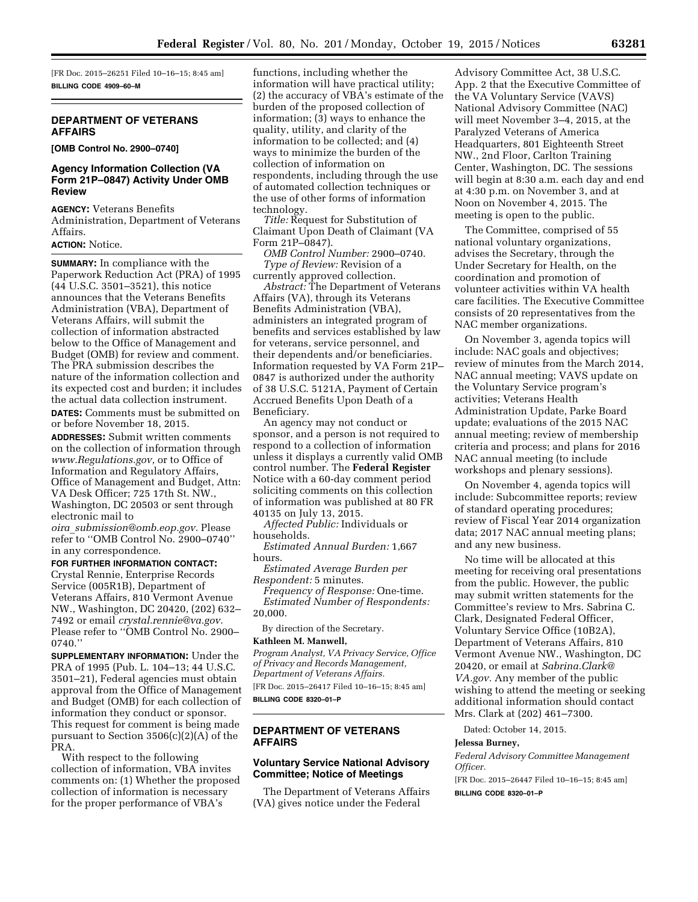[FR Doc. 2015–26251 Filed 10–16–15; 8:45 am]

**BILLING CODE 4909–60–M**

## DEPARTMENT OF VETERANS AFFAIRS

**[OMB Control No. 2900–0740]**

### Agency Information Collection (VA Form 21P–0847) Activity Under OMB Review

**AGENCY:** Veterans Benefits Administration, Department of Veterans Affairs.

**ACTION:** Notice.

**SUMMARY:** In compliance with the Paperwork Reduction Act (PRA) of 1995 (44 U.S.C. 3501–3521), this notice announces that the Veterans Benefits Administration (VBA), Department of Veterans Affairs, will submit the collection of information abstracted below to the Office of Management and Budget (OMB) for review and comment. The PRA submission describes the nature of the information collection and its expected cost and burden; it includes the actual data collection instrument.

**DATES:** Comments must be submitted on or before November 18, 2015.

**ADDRESSES:** Submit written comments on the collection of information through *www.Regulations.gov,* or to Office of Information and Regulatory Affairs, Office of Management and Budget, Attn: VA Desk Officer; 725 17th St. NW., Washington, DC 20503 or sent through electronic mail to *oira_submission@omb.eop.gov.* Please refer to ''OMB Control No. 2900–0740'' in any correspondence.

**FOR FURTHER INFORMATION CONTACT:** Crystal Rennie, Enterprise Records Service (005R1B), Department of Veterans Affairs, 810 Vermont Avenue NW., Washington, DC 20420, (202) 632–7492 or email *crystal.rennie@va.gov.* Please refer to ''OMB Control No. 2900–0740.''

**SUPPLEMENTARY INFORMATION:** Under the PRA of 1995 (Pub. L. 104–13; 44 U.S.C. 3501–21), Federal agencies must obtain approval from the Office of Management and Budget (OMB) for each collection of information they conduct or sponsor. This request for comment is being made pursuant to Section 3506(c)(2)(A) of the PRA.

With respect to the following collection of information, VBA invites comments on: (1) Whether the proposed collection of information is necessary for the proper performance of VBA's functions, including whether the information will have practical utility; (2) the accuracy of VBA's estimate of the burden of the proposed collection of information; (3) ways to enhance the quality, utility, and clarity of the information to be collected; and (4) ways to minimize the burden of the collection of information on respondents, including through the use of automated collection techniques or the use of other forms of information technology.

*Title:* Request for Substitution of Claimant Upon Death of Claimant (VA Form 21P–0847).

*OMB Control Number:* 2900–0740.

*Type of Review:* Revision of a currently approved collection.

*Abstract:* The Department of Veterans Affairs (VA), through its Veterans Benefits Administration (VBA), administers an integrated program of benefits and services established by law for veterans, service personnel, and their dependents and/or beneficiaries. Information requested by VA Form 21P–0847 is authorized under the authority of 38 U.S.C. 5121A, Payment of Certain Accrued Benefits Upon Death of a Beneficiary.

An agency may not conduct or sponsor, and a person is not required to respond to a collection of information unless it displays a currently valid OMB control number. The **Federal Register** Notice with a 60-day comment period soliciting comments on this collection of information was published at 80 FR 40135 on July 13, 2015.

*Affected Public:* Individuals or households.

*Estimated Annual Burden:* 1,667 hours.

*Estimated Average Burden per Respondent:* 5 minutes.

*Frequency of Response:* One-time.

*Estimated Number of Respondents:* 20,000.

By direction of the Secretary.

**Kathleen M. Manwell,**

*Program Analyst, VA Privacy Service, Office of Privacy and Records Management, Department of Veterans Affairs.*

[FR Doc. 2015–26417 Filed 10–16–15; 8:45 am]

**BILLING CODE 8320–01–P**

## DEPARTMENT OF VETERANS AFFAIRS

### Voluntary Service National Advisory Committee; Notice of Meetings

The Department of Veterans Affairs (VA) gives notice under the Federal Advisory Committee Act, 38 U.S.C. App. 2 that the Executive Committee of the VA Voluntary Service (VAVS) National Advisory Committee (NAC) will meet November 3–4, 2015, at the Paralyzed Veterans of America Headquarters, 801 Eighteenth Street NW., 2nd Floor, Carlton Training Center, Washington, DC. The sessions will begin at 8:30 a.m. each day and end at 4:30 p.m. on November 3, and at Noon on November 4, 2015. The meeting is open to the public.

The Committee, comprised of 55 national voluntary organizations, advises the Secretary, through the Under Secretary for Health, on the coordination and promotion of volunteer activities within VA health care facilities. The Executive Committee consists of 20 representatives from the NAC member organizations.

On November 3, agenda topics will include: NAC goals and objectives; review of minutes from the March 2014, NAC annual meeting; VAVS update on the Voluntary Service program's activities; Veterans Health Administration Update, Parke Board update; evaluations of the 2015 NAC annual meeting; review of membership criteria and process; and plans for 2016 NAC annual meeting (to include workshops and plenary sessions).

On November 4, agenda topics will include: Subcommittee reports; review of standard operating procedures; review of Fiscal Year 2014 organization data; 2017 NAC annual meeting plans; and any new business.

No time will be allocated at this meeting for receiving oral presentations from the public. However, the public may submit written statements for the Committee's review to Mrs. Sabrina C. Clark, Designated Federal Officer, Voluntary Service Office (10B2A), Department of Veterans Affairs, 810 Vermont Avenue NW., Washington, DC 20420, or email at *Sabrina.Clark@VA.gov.* Any member of the public wishing to attend the meeting or seeking additional information should contact Mrs. Clark at (202) 461–7300.

Dated: October 14, 2015.

**Jelessa Burney,**

*Federal Advisory Committee Management Officer.*

[FR Doc. 2015–26447 Filed 10–16–15; 8:45 am]

**BILLING CODE 8320–01–P**